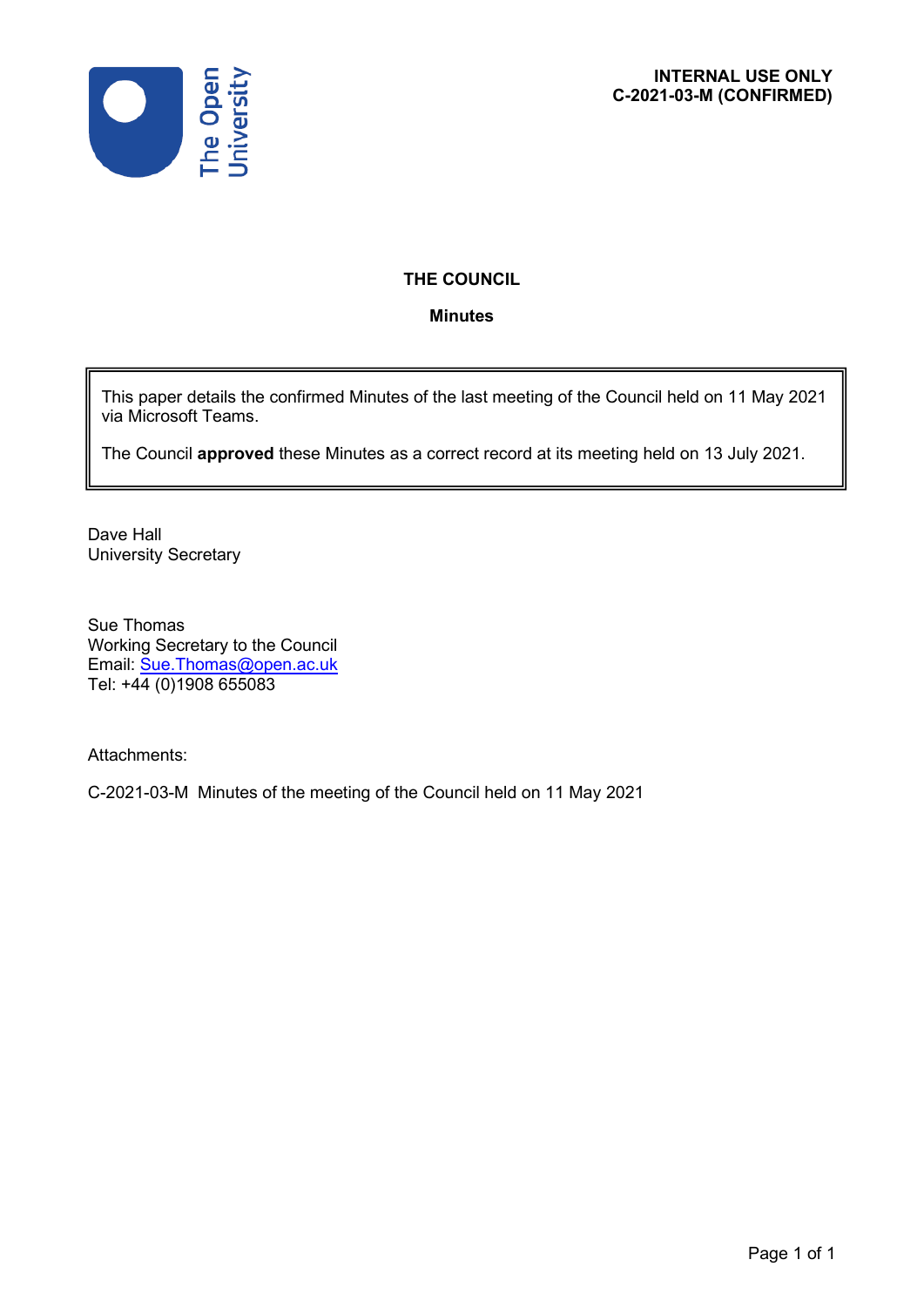INTERNAL USE ONLY
C-2021-03-M (CONFIRMED)

# THE COUNCIL

## Minutes

This paper details the confirmed Minutes of the last meeting of the Council held on 11 May 2021 via Microsoft Teams.

The Council **approved** these Minutes as a correct record at its meeting held on 13 July 2021.

Dave Hall
University Secretary

Sue Thomas
Working Secretary to the Council
Email: Sue.Thomas@open.ac.uk
Tel: +44 (0)1908 655083

Attachments:

C-2021-03-M Minutes of the meeting of the Council held on 11 May 2021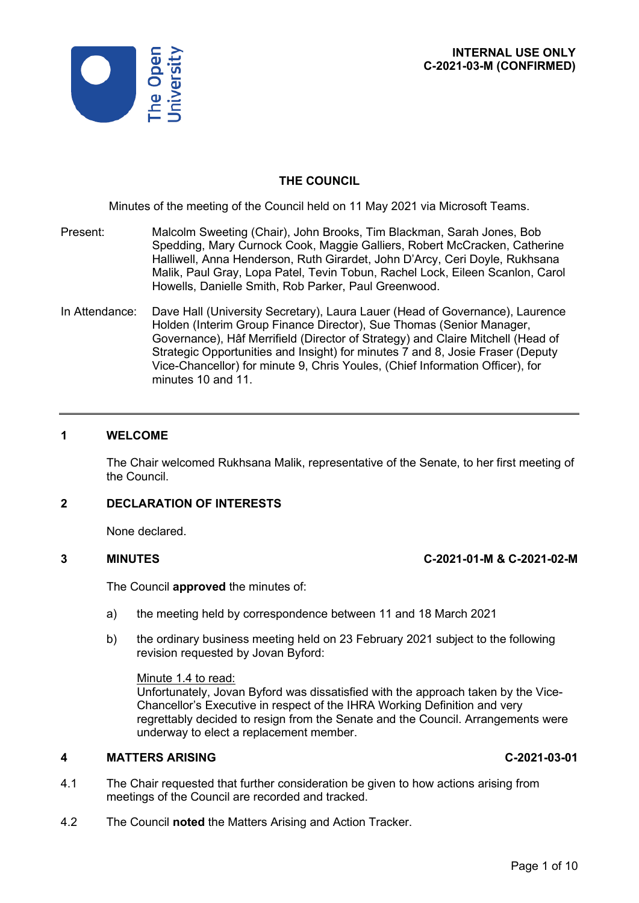INTERNAL USE ONLY
C-2021-03-M (CONFIRMED)

# THE COUNCIL

Minutes of the meeting of the Council held on 11 May 2021 via Microsoft Teams.

**Present:** Malcolm Sweeting (Chair), John Brooks, Tim Blackman, Sarah Jones, Bob Spedding, Mary Curnock Cook, Maggie Galliers, Robert McCracken, Catherine Halliwell, Anna Henderson, Ruth Girardet, John D'Arcy, Ceri Doyle, Rukhsana Malik, Paul Gray, Lopa Patel, Tevin Tobun, Rachel Lock, Eileen Scanlon, Carol Howells, Danielle Smith, Rob Parker, Paul Greenwood.

**In Attendance:** Dave Hall (University Secretary), Laura Lauer (Head of Governance), Laurence Holden (Interim Group Finance Director), Sue Thomas (Senior Manager, Governance), Hâf Merrifield (Director of Strategy) and Claire Mitchell (Head of Strategic Opportunities and Insight) for minutes 7 and 8, Josie Fraser (Deputy Vice-Chancellor) for minute 9, Chris Youles, (Chief Information Officer), for minutes 10 and 11.

---

## 1 WELCOME

The Chair welcomed Rukhsana Malik, representative of the Senate, to her first meeting of the Council.

## 2 DECLARATION OF INTERESTS

None declared.

## 3 MINUTES — C-2021-01-M & C-2021-02-M

The Council **approved** the minutes of:

a) the meeting held by correspondence between 11 and 18 March 2021

b) the ordinary business meeting held on 23 February 2021 subject to the following revision requested by Jovan Byford:

Minute 1.4 to read:
Unfortunately, Jovan Byford was dissatisfied with the approach taken by the Vice-Chancellor's Executive in respect of the IHRA Working Definition and very regrettably decided to resign from the Senate and the Council. Arrangements were underway to elect a replacement member.

## 4 MATTERS ARISING — C-2021-03-01

4.1 The Chair requested that further consideration be given to how actions arising from meetings of the Council are recorded and tracked.

4.2 The Council **noted** the Matters Arising and Action Tracker.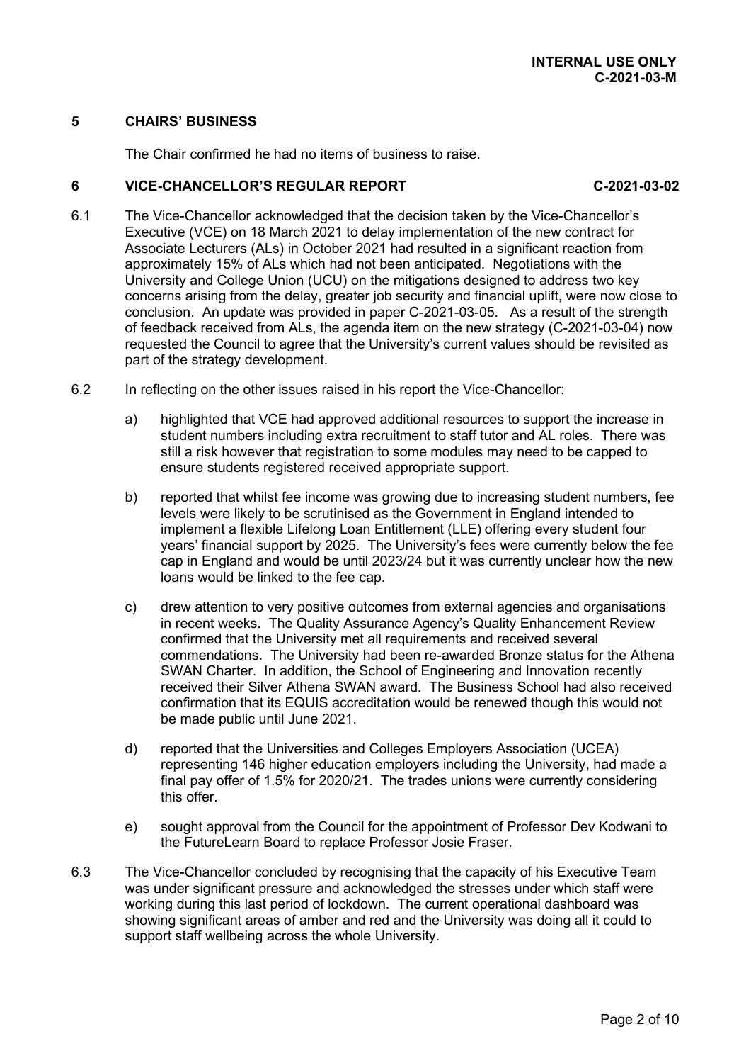## 5 CHAIRS' BUSINESS

The Chair confirmed he had no items of business to raise.

## 6 VICE-CHANCELLOR'S REGULAR REPORT C-2021-03-02

6.1 The Vice-Chancellor acknowledged that the decision taken by the Vice-Chancellor's Executive (VCE) on 18 March 2021 to delay implementation of the new contract for Associate Lecturers (ALs) in October 2021 had resulted in a significant reaction from approximately 15% of ALs which had not been anticipated. Negotiations with the University and College Union (UCU) on the mitigations designed to address two key concerns arising from the delay, greater job security and financial uplift, were now close to conclusion. An update was provided in paper C-2021-03-05. As a result of the strength of feedback received from ALs, the agenda item on the new strategy (C-2021-03-04) now requested the Council to agree that the University's current values should be revisited as part of the strategy development.

6.2 In reflecting on the other issues raised in his report the Vice-Chancellor:

a) highlighted that VCE had approved additional resources to support the increase in student numbers including extra recruitment to staff tutor and AL roles. There was still a risk however that registration to some modules may need to be capped to ensure students registered received appropriate support.

b) reported that whilst fee income was growing due to increasing student numbers, fee levels were likely to be scrutinised as the Government in England intended to implement a flexible Lifelong Loan Entitlement (LLE) offering every student four years' financial support by 2025. The University's fees were currently below the fee cap in England and would be until 2023/24 but it was currently unclear how the new loans would be linked to the fee cap.

c) drew attention to very positive outcomes from external agencies and organisations in recent weeks. The Quality Assurance Agency's Quality Enhancement Review confirmed that the University met all requirements and received several commendations. The University had been re-awarded Bronze status for the Athena SWAN Charter. In addition, the School of Engineering and Innovation recently received their Silver Athena SWAN award. The Business School had also received confirmation that its EQUIS accreditation would be renewed though this would not be made public until June 2021.

d) reported that the Universities and Colleges Employers Association (UCEA) representing 146 higher education employers including the University, had made a final pay offer of 1.5% for 2020/21. The trades unions were currently considering this offer.

e) sought approval from the Council for the appointment of Professor Dev Kodwani to the FutureLearn Board to replace Professor Josie Fraser.

6.3 The Vice-Chancellor concluded by recognising that the capacity of his Executive Team was under significant pressure and acknowledged the stresses under which staff were working during this last period of lockdown. The current operational dashboard was showing significant areas of amber and red and the University was doing all it could to support staff wellbeing across the whole University.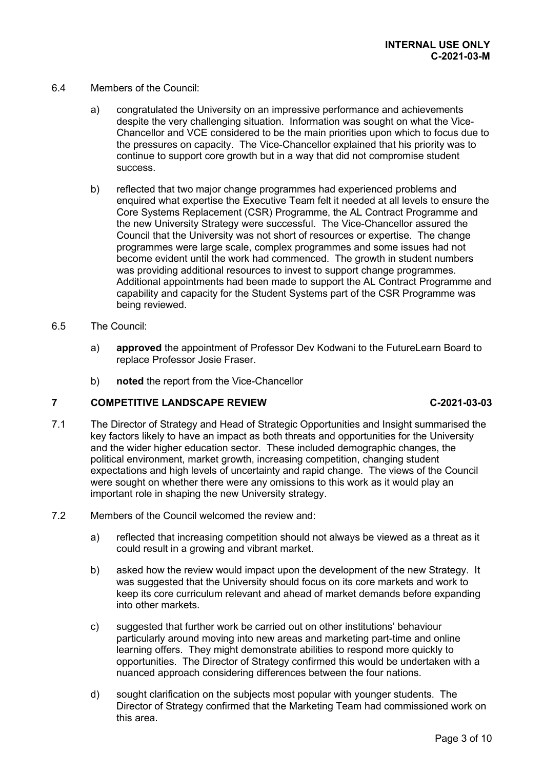6.4 Members of the Council:

a) congratulated the University on an impressive performance and achievements despite the very challenging situation. Information was sought on what the Vice-Chancellor and VCE considered to be the main priorities upon which to focus due to the pressures on capacity. The Vice-Chancellor explained that his priority was to continue to support core growth but in a way that did not compromise student success.

b) reflected that two major change programmes had experienced problems and enquired what expertise the Executive Team felt it needed at all levels to ensure the Core Systems Replacement (CSR) Programme, the AL Contract Programme and the new University Strategy were successful. The Vice-Chancellor assured the Council that the University was not short of resources or expertise. The change programmes were large scale, complex programmes and some issues had not become evident until the work had commenced. The growth in student numbers was providing additional resources to invest to support change programmes. Additional appointments had been made to support the AL Contract Programme and capability and capacity for the Student Systems part of the CSR Programme was being reviewed.

6.5 The Council:

a) **approved** the appointment of Professor Dev Kodwani to the FutureLearn Board to replace Professor Josie Fraser.

b) **noted** the report from the Vice-Chancellor

## 7 COMPETITIVE LANDSCAPE REVIEW — C-2021-03-03

7.1 The Director of Strategy and Head of Strategic Opportunities and Insight summarised the key factors likely to have an impact as both threats and opportunities for the University and the wider higher education sector. These included demographic changes, the political environment, market growth, increasing competition, changing student expectations and high levels of uncertainty and rapid change. The views of the Council were sought on whether there were any omissions to this work as it would play an important role in shaping the new University strategy.

7.2 Members of the Council welcomed the review and:

a) reflected that increasing competition should not always be viewed as a threat as it could result in a growing and vibrant market.

b) asked how the review would impact upon the development of the new Strategy. It was suggested that the University should focus on its core markets and work to keep its core curriculum relevant and ahead of market demands before expanding into other markets.

c) suggested that further work be carried out on other institutions' behaviour particularly around moving into new areas and marketing part-time and online learning offers. They might demonstrate abilities to respond more quickly to opportunities. The Director of Strategy confirmed this would be undertaken with a nuanced approach considering differences between the four nations.

d) sought clarification on the subjects most popular with younger students. The Director of Strategy confirmed that the Marketing Team had commissioned work on this area.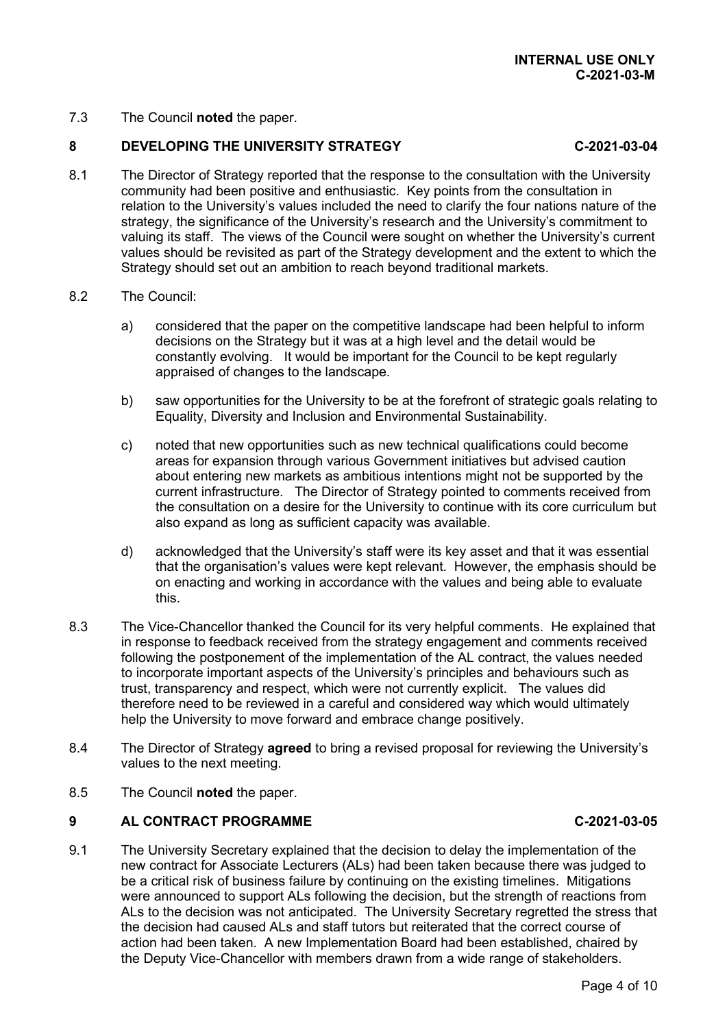7.3 The Council **noted** the paper.

## 8 DEVELOPING THE UNIVERSITY STRATEGY C-2021-03-04

8.1 The Director of Strategy reported that the response to the consultation with the University community had been positive and enthusiastic. Key points from the consultation in relation to the University's values included the need to clarify the four nations nature of the strategy, the significance of the University's research and the University's commitment to valuing its staff. The views of the Council were sought on whether the University's current values should be revisited as part of the Strategy development and the extent to which the Strategy should set out an ambition to reach beyond traditional markets.

8.2 The Council:

a) considered that the paper on the competitive landscape had been helpful to inform decisions on the Strategy but it was at a high level and the detail would be constantly evolving. It would be important for the Council to be kept regularly appraised of changes to the landscape.

b) saw opportunities for the University to be at the forefront of strategic goals relating to Equality, Diversity and Inclusion and Environmental Sustainability.

c) noted that new opportunities such as new technical qualifications could become areas for expansion through various Government initiatives but advised caution about entering new markets as ambitious intentions might not be supported by the current infrastructure. The Director of Strategy pointed to comments received from the consultation on a desire for the University to continue with its core curriculum but also expand as long as sufficient capacity was available.

d) acknowledged that the University's staff were its key asset and that it was essential that the organisation's values were kept relevant. However, the emphasis should be on enacting and working in accordance with the values and being able to evaluate this.

8.3 The Vice-Chancellor thanked the Council for its very helpful comments. He explained that in response to feedback received from the strategy engagement and comments received following the postponement of the implementation of the AL contract, the values needed to incorporate important aspects of the University's principles and behaviours such as trust, transparency and respect, which were not currently explicit. The values did therefore need to be reviewed in a careful and considered way which would ultimately help the University to move forward and embrace change positively.

8.4 The Director of Strategy **agreed** to bring a revised proposal for reviewing the University's values to the next meeting.

8.5 The Council **noted** the paper.

## 9 AL CONTRACT PROGRAMME C-2021-03-05

9.1 The University Secretary explained that the decision to delay the implementation of the new contract for Associate Lecturers (ALs) had been taken because there was judged to be a critical risk of business failure by continuing on the existing timelines. Mitigations were announced to support ALs following the decision, but the strength of reactions from ALs to the decision was not anticipated. The University Secretary regretted the stress that the decision had caused ALs and staff tutors but reiterated that the correct course of action had been taken. A new Implementation Board had been established, chaired by the Deputy Vice-Chancellor with members drawn from a wide range of stakeholders.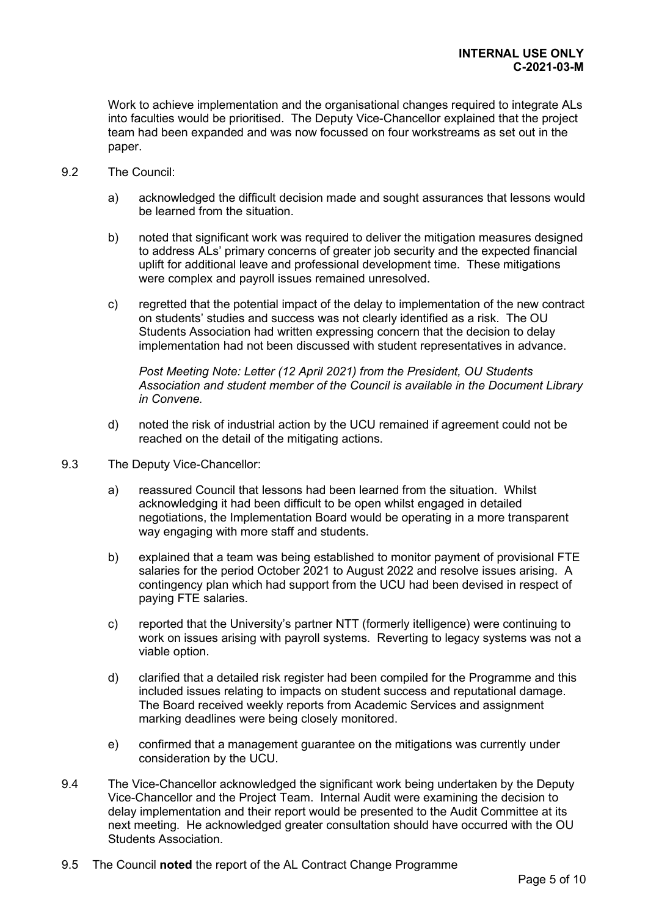Work to achieve implementation and the organisational changes required to integrate ALs into faculties would be prioritised. The Deputy Vice-Chancellor explained that the project team had been expanded and was now focussed on four workstreams as set out in the paper.

9.2 The Council:

a) acknowledged the difficult decision made and sought assurances that lessons would be learned from the situation.

b) noted that significant work was required to deliver the mitigation measures designed to address ALs' primary concerns of greater job security and the expected financial uplift for additional leave and professional development time. These mitigations were complex and payroll issues remained unresolved.

c) regretted that the potential impact of the delay to implementation of the new contract on students' studies and success was not clearly identified as a risk. The OU Students Association had written expressing concern that the decision to delay implementation had not been discussed with student representatives in advance.

*Post Meeting Note: Letter (12 April 2021) from the President, OU Students Association and student member of the Council is available in the Document Library in Convene.*

d) noted the risk of industrial action by the UCU remained if agreement could not be reached on the detail of the mitigating actions.

9.3 The Deputy Vice-Chancellor:

a) reassured Council that lessons had been learned from the situation. Whilst acknowledging it had been difficult to be open whilst engaged in detailed negotiations, the Implementation Board would be operating in a more transparent way engaging with more staff and students.

b) explained that a team was being established to monitor payment of provisional FTE salaries for the period October 2021 to August 2022 and resolve issues arising. A contingency plan which had support from the UCU had been devised in respect of paying FTE salaries.

c) reported that the University's partner NTT (formerly itelligence) were continuing to work on issues arising with payroll systems. Reverting to legacy systems was not a viable option.

d) clarified that a detailed risk register had been compiled for the Programme and this included issues relating to impacts on student success and reputational damage. The Board received weekly reports from Academic Services and assignment marking deadlines were being closely monitored.

e) confirmed that a management guarantee on the mitigations was currently under consideration by the UCU.

9.4 The Vice-Chancellor acknowledged the significant work being undertaken by the Deputy Vice-Chancellor and the Project Team. Internal Audit were examining the decision to delay implementation and their report would be presented to the Audit Committee at its next meeting. He acknowledged greater consultation should have occurred with the OU Students Association.

9.5 The Council **noted** the report of the AL Contract Change Programme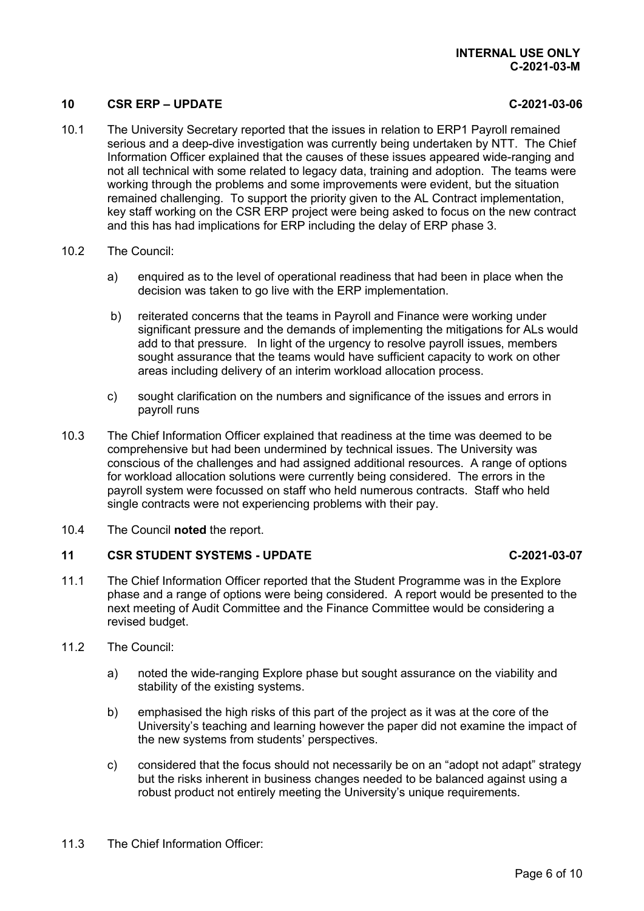**INTERNAL USE ONLY**
**C-2021-03-M**

## 10 CSR ERP – UPDATE C-2021-03-06

10.1 The University Secretary reported that the issues in relation to ERP1 Payroll remained serious and a deep-dive investigation was currently being undertaken by NTT. The Chief Information Officer explained that the causes of these issues appeared wide-ranging and not all technical with some related to legacy data, training and adoption. The teams were working through the problems and some improvements were evident, but the situation remained challenging. To support the priority given to the AL Contract implementation, key staff working on the CSR ERP project were being asked to focus on the new contract and this has had implications for ERP including the delay of ERP phase 3.

10.2 The Council:

a) enquired as to the level of operational readiness that had been in place when the decision was taken to go live with the ERP implementation.

b) reiterated concerns that the teams in Payroll and Finance were working under significant pressure and the demands of implementing the mitigations for ALs would add to that pressure. In light of the urgency to resolve payroll issues, members sought assurance that the teams would have sufficient capacity to work on other areas including delivery of an interim workload allocation process.

c) sought clarification on the numbers and significance of the issues and errors in payroll runs

10.3 The Chief Information Officer explained that readiness at the time was deemed to be comprehensive but had been undermined by technical issues. The University was conscious of the challenges and had assigned additional resources. A range of options for workload allocation solutions were currently being considered. The errors in the payroll system were focussed on staff who held numerous contracts. Staff who held single contracts were not experiencing problems with their pay.

10.4 The Council **noted** the report.

## 11 CSR STUDENT SYSTEMS - UPDATE C-2021-03-07

11.1 The Chief Information Officer reported that the Student Programme was in the Explore phase and a range of options were being considered. A report would be presented to the next meeting of Audit Committee and the Finance Committee would be considering a revised budget.

11.2 The Council:

a) noted the wide-ranging Explore phase but sought assurance on the viability and stability of the existing systems.

b) emphasised the high risks of this part of the project as it was at the core of the University's teaching and learning however the paper did not examine the impact of the new systems from students' perspectives.

c) considered that the focus should not necessarily be on an "adopt not adapt" strategy but the risks inherent in business changes needed to be balanced against using a robust product not entirely meeting the University's unique requirements.

11.3 The Chief Information Officer: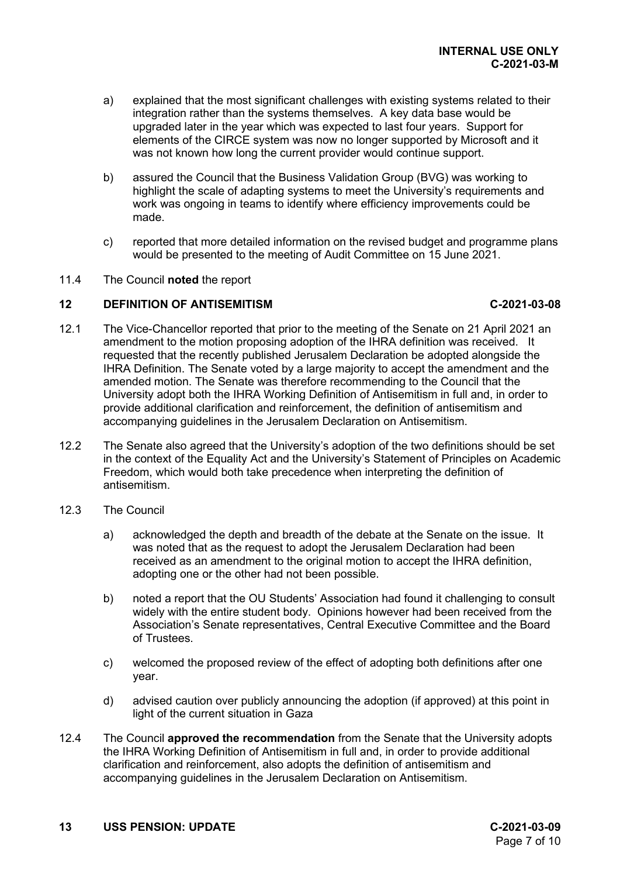a) explained that the most significant challenges with existing systems related to their integration rather than the systems themselves. A key data base would be upgraded later in the year which was expected to last four years. Support for elements of the CIRCE system was now no longer supported by Microsoft and it was not known how long the current provider would continue support.

b) assured the Council that the Business Validation Group (BVG) was working to highlight the scale of adapting systems to meet the University's requirements and work was ongoing in teams to identify where efficiency improvements could be made.

c) reported that more detailed information on the revised budget and programme plans would be presented to the meeting of Audit Committee on 15 June 2021.

11.4 The Council **noted** the report

## 12 DEFINITION OF ANTISEMITISM C-2021-03-08

12.1 The Vice-Chancellor reported that prior to the meeting of the Senate on 21 April 2021 an amendment to the motion proposing adoption of the IHRA definition was received. It requested that the recently published Jerusalem Declaration be adopted alongside the IHRA Definition. The Senate voted by a large majority to accept the amendment and the amended motion. The Senate was therefore recommending to the Council that the University adopt both the IHRA Working Definition of Antisemitism in full and, in order to provide additional clarification and reinforcement, the definition of antisemitism and accompanying guidelines in the Jerusalem Declaration on Antisemitism.

12.2 The Senate also agreed that the University's adoption of the two definitions should be set in the context of the Equality Act and the University's Statement of Principles on Academic Freedom, which would both take precedence when interpreting the definition of antisemitism.

12.3 The Council

a) acknowledged the depth and breadth of the debate at the Senate on the issue. It was noted that as the request to adopt the Jerusalem Declaration had been received as an amendment to the original motion to accept the IHRA definition, adopting one or the other had not been possible.

b) noted a report that the OU Students' Association had found it challenging to consult widely with the entire student body. Opinions however had been received from the Association's Senate representatives, Central Executive Committee and the Board of Trustees.

c) welcomed the proposed review of the effect of adopting both definitions after one year.

d) advised caution over publicly announcing the adoption (if approved) at this point in light of the current situation in Gaza

12.4 The Council **approved the recommendation** from the Senate that the University adopts the IHRA Working Definition of Antisemitism in full and, in order to provide additional clarification and reinforcement, also adopts the definition of antisemitism and accompanying guidelines in the Jerusalem Declaration on Antisemitism.

## 13 USS PENSION: UPDATE C-2021-03-09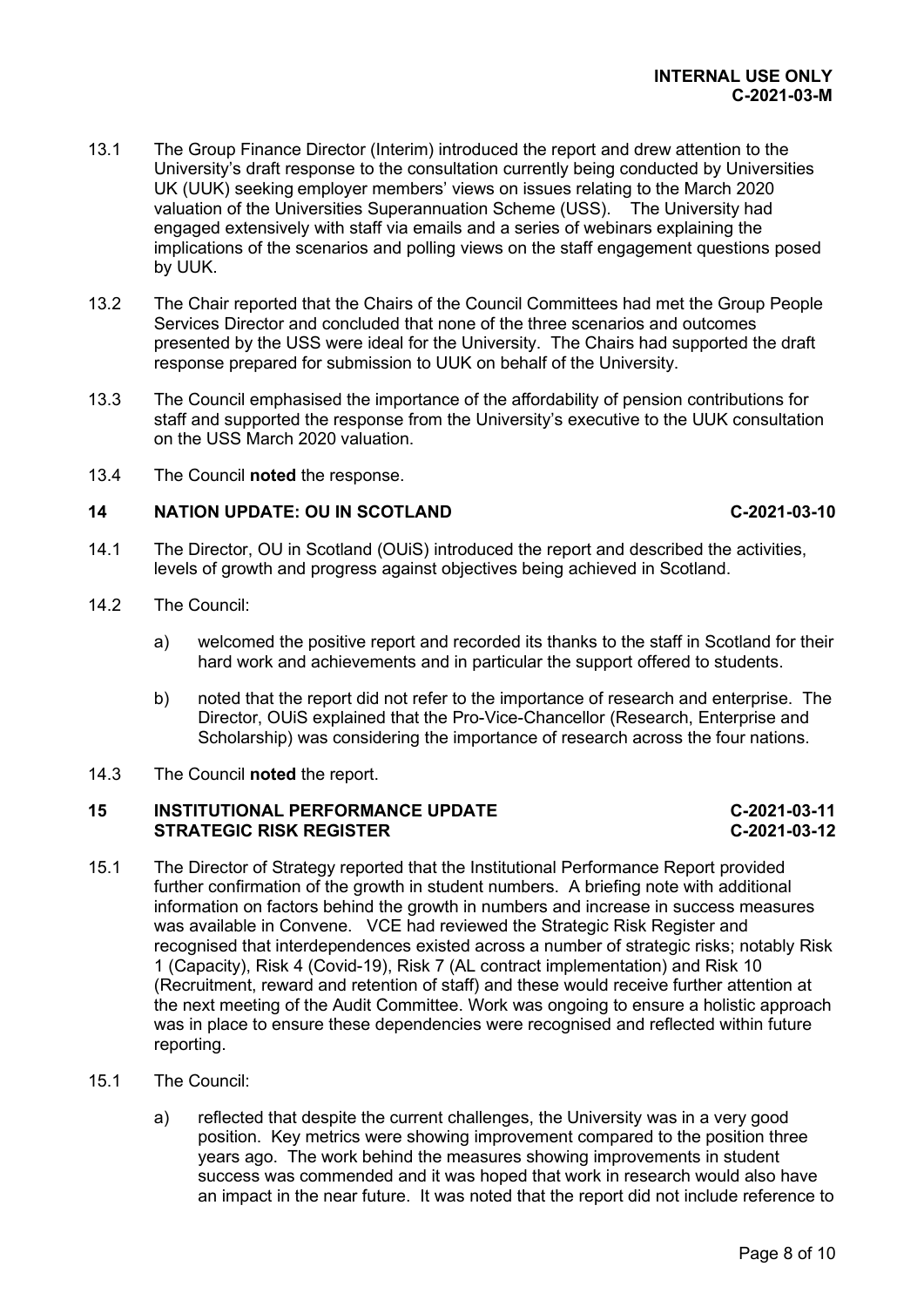13.1 The Group Finance Director (Interim) introduced the report and drew attention to the University's draft response to the consultation currently being conducted by Universities UK (UUK) seeking employer members' views on issues relating to the March 2020 valuation of the Universities Superannuation Scheme (USS). The University had engaged extensively with staff via emails and a series of webinars explaining the implications of the scenarios and polling views on the staff engagement questions posed by UUK.

13.2 The Chair reported that the Chairs of the Council Committees had met the Group People Services Director and concluded that none of the three scenarios and outcomes presented by the USS were ideal for the University. The Chairs had supported the draft response prepared for submission to UUK on behalf of the University.

13.3 The Council emphasised the importance of the affordability of pension contributions for staff and supported the response from the University's executive to the UUK consultation on the USS March 2020 valuation.

13.4 The Council **noted** the response.

## 14 NATION UPDATE: OU IN SCOTLAND — C-2021-03-10

14.1 The Director, OU in Scotland (OUiS) introduced the report and described the activities, levels of growth and progress against objectives being achieved in Scotland.

14.2 The Council:

a) welcomed the positive report and recorded its thanks to the staff in Scotland for their hard work and achievements and in particular the support offered to students.

b) noted that the report did not refer to the importance of research and enterprise. The Director, OUiS explained that the Pro-Vice-Chancellor (Research, Enterprise and Scholarship) was considering the importance of research across the four nations.

14.3 The Council **noted** the report.

## 15 INSTITUTIONAL PERFORMANCE UPDATE — C-2021-03-11
## STRATEGIC RISK REGISTER — C-2021-03-12

15.1 The Director of Strategy reported that the Institutional Performance Report provided further confirmation of the growth in student numbers. A briefing note with additional information on factors behind the growth in numbers and increase in success measures was available in Convene. VCE had reviewed the Strategic Risk Register and recognised that interdependences existed across a number of strategic risks; notably Risk 1 (Capacity), Risk 4 (Covid-19), Risk 7 (AL contract implementation) and Risk 10 (Recruitment, reward and retention of staff) and these would receive further attention at the next meeting of the Audit Committee. Work was ongoing to ensure a holistic approach was in place to ensure these dependencies were recognised and reflected within future reporting.

15.1 The Council:

a) reflected that despite the current challenges, the University was in a very good position. Key metrics were showing improvement compared to the position three years ago. The work behind the measures showing improvements in student success was commended and it was hoped that work in research would also have an impact in the near future. It was noted that the report did not include reference to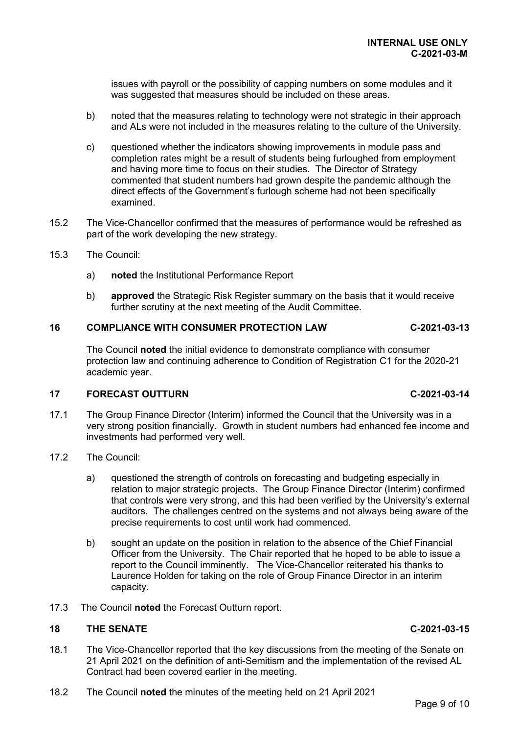issues with payroll or the possibility of capping numbers on some modules and it was suggested that measures should be included on these areas.

b) noted that the measures relating to technology were not strategic in their approach and ALs were not included in the measures relating to the culture of the University.

c) questioned whether the indicators showing improvements in module pass and completion rates might be a result of students being furloughed from employment and having more time to focus on their studies. The Director of Strategy commented that student numbers had grown despite the pandemic although the direct effects of the Government's furlough scheme had not been specifically examined.

15.2 The Vice-Chancellor confirmed that the measures of performance would be refreshed as part of the work developing the new strategy.

15.3 The Council:

a) **noted** the Institutional Performance Report

b) **approved** the Strategic Risk Register summary on the basis that it would receive further scrutiny at the next meeting of the Audit Committee.

## 16 COMPLIANCE WITH CONSUMER PROTECTION LAW C-2021-03-13

The Council **noted** the initial evidence to demonstrate compliance with consumer protection law and continuing adherence to Condition of Registration C1 for the 2020-21 academic year.

## 17 FORECAST OUTTURN C-2021-03-14

17.1 The Group Finance Director (Interim) informed the Council that the University was in a very strong position financially. Growth in student numbers had enhanced fee income and investments had performed very well.

17.2 The Council:

a) questioned the strength of controls on forecasting and budgeting especially in relation to major strategic projects. The Group Finance Director (Interim) confirmed that controls were very strong, and this had been verified by the University's external auditors. The challenges centred on the systems and not always being aware of the precise requirements to cost until work had commenced.

b) sought an update on the position in relation to the absence of the Chief Financial Officer from the University. The Chair reported that he hoped to be able to issue a report to the Council imminently. The Vice-Chancellor reiterated his thanks to Laurence Holden for taking on the role of Group Finance Director in an interim capacity.

17.3 The Council **noted** the Forecast Outturn report.

## 18 THE SENATE C-2021-03-15

18.1 The Vice-Chancellor reported that the key discussions from the meeting of the Senate on 21 April 2021 on the definition of anti-Semitism and the implementation of the revised AL Contract had been covered earlier in the meeting.

18.2 The Council **noted** the minutes of the meeting held on 21 April 2021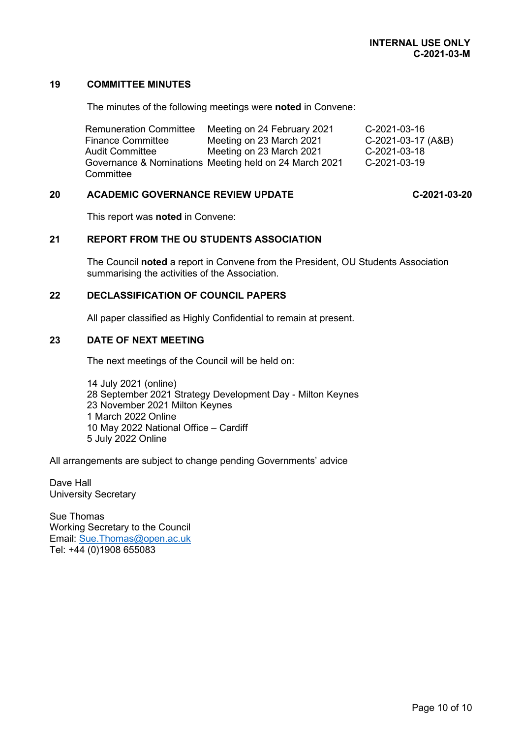**INTERNAL USE ONLY**
**C-2021-03-M**

## 19 COMMITTEE MINUTES

The minutes of the following meetings were **noted** in Convene:

| | | |
|---|---|---|
| Remuneration Committee | Meeting on 24 February 2021 | C-2021-03-16 |
| Finance Committee | Meeting on 23 March 2021 | C-2021-03-17 (A&B) |
| Audit Committee | Meeting on 23 March 2021 | C-2021-03-18 |
| Governance & Nominations Committee | Meeting held on 24 March 2021 | C-2021-03-19 |

## 20 ACADEMIC GOVERNANCE REVIEW UPDATE C-2021-03-20

This report was **noted** in Convene:

## 21 REPORT FROM THE OU STUDENTS ASSOCIATION

The Council **noted** a report in Convene from the President, OU Students Association summarising the activities of the Association.

## 22 DECLASSIFICATION OF COUNCIL PAPERS

All paper classified as Highly Confidential to remain at present.

## 23 DATE OF NEXT MEETING

The next meetings of the Council will be held on:

14 July 2021 (online)
28 September 2021 Strategy Development Day - Milton Keynes
23 November 2021 Milton Keynes
1 March 2022 Online
10 May 2022 National Office – Cardiff
5 July 2022 Online

All arrangements are subject to change pending Governments' advice

Dave Hall
University Secretary

Sue Thomas
Working Secretary to the Council
Email: Sue.Thomas@open.ac.uk
Tel: +44 (0)1908 655083